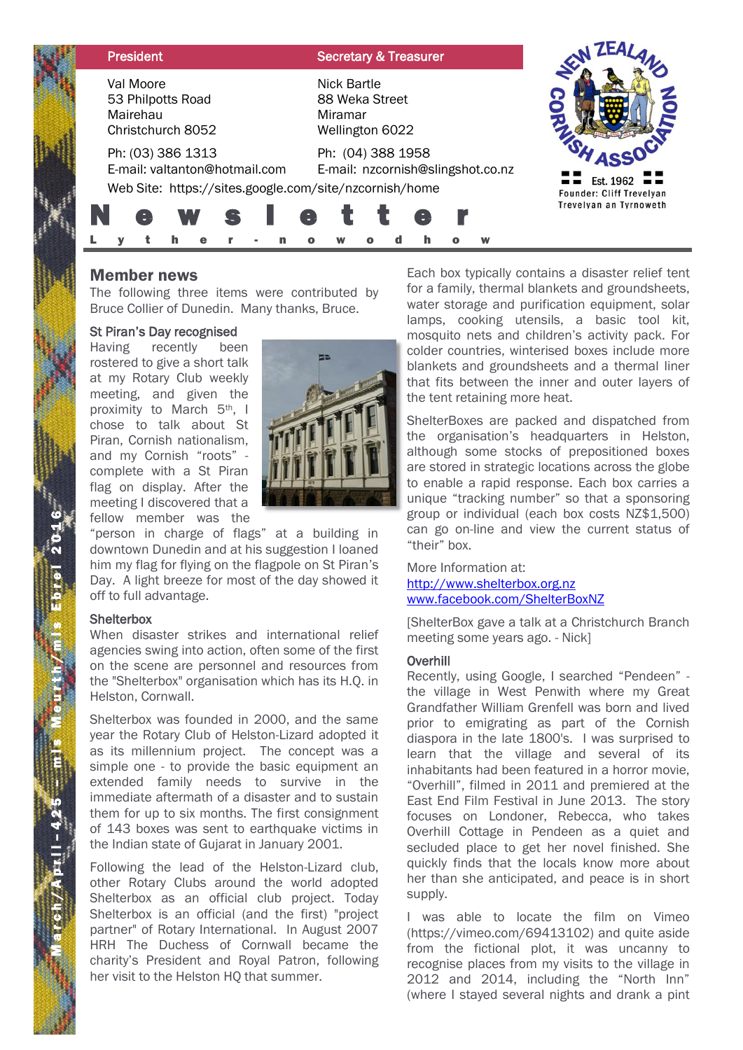| President | Secretary & Treasurer |
|---|---|
| Val Moore<br>53 Philpotts Road<br>Mairehau<br>Christchurch 8052 | Nick Bartle<br>88 Weka Street<br>Miramar<br>Wellington 6022 |
| Ph: (03) 386 1313<br>E-mail: valtanton@hotmail.com | Ph: (04) 388 1958<br>E-mail: nzcornish@slingshot.co.nz |

Web Site: https://sites.google.com/site/nzcornish/home

NEW ZEALAND CORNISH ASSOCIATION
Est. 1962
Founder: Cliff Trevelyan
Trevelyan an Tyrnoweth

# Newsletter

## Lyther-nowodhow

March/April - 425 - mis Meurth/mis Ebrel 2016

## Member news

The following three items were contributed by Bruce Collier of Dunedin. Many thanks, Bruce.

### St Piran's Day recognised

Having recently been rostered to give a short talk at my Rotary Club weekly meeting, and given the proximity to March 5th, I chose to talk about St Piran, Cornish nationalism, and my Cornish "roots" - complete with a St Piran flag on display. After the meeting I discovered that a fellow member was the "person in charge of flags" at a building in downtown Dunedin and at his suggestion I loaned him my flag for flying on the flagpole on St Piran's Day. A light breeze for most of the day showed it off to full advantage.

### Shelterbox

When disaster strikes and international relief agencies swing into action, often some of the first on the scene are personnel and resources from the "Shelterbox" organisation which has its H.Q. in Helston, Cornwall.

Shelterbox was founded in 2000, and the same year the Rotary Club of Helston-Lizard adopted it as its millennium project. The concept was a simple one - to provide the basic equipment an extended family needs to survive in the immediate aftermath of a disaster and to sustain them for up to six months. The first consignment of 143 boxes was sent to earthquake victims in the Indian state of Gujarat in January 2001.

Following the lead of the Helston-Lizard club, other Rotary Clubs around the world adopted Shelterbox as an official club project. Today Shelterbox is an official (and the first) "project partner" of Rotary International. In August 2007 HRH The Duchess of Cornwall became the charity's President and Royal Patron, following her visit to the Helston HQ that summer.

Each box typically contains a disaster relief tent for a family, thermal blankets and groundsheets, water storage and purification equipment, solar lamps, cooking utensils, a basic tool kit, mosquito nets and children's activity pack. For colder countries, winterised boxes include more blankets and groundsheets and a thermal liner that fits between the inner and outer layers of the tent retaining more heat.

ShelterBoxes are packed and dispatched from the organisation's headquarters in Helston, although some stocks of prepositioned boxes are stored in strategic locations across the globe to enable a rapid response. Each box carries a unique "tracking number" so that a sponsoring group or individual (each box costs NZ$1,500) can go on-line and view the current status of "their" box.

More Information at:
http://www.shelterbox.org.nz
www.facebook.com/ShelterBoxNZ

[ShelterBox gave a talk at a Christchurch Branch meeting some years ago. - Nick]

### Overhill

Recently, using Google, I searched "Pendeen" - the village in West Penwith where my Great Grandfather William Grenfell was born and lived prior to emigrating as part of the Cornish diaspora in the late 1800's. I was surprised to learn that the village and several of its inhabitants had been featured in a horror movie, "Overhill", filmed in 2011 and premiered at the East End Film Festival in June 2013. The story focuses on Londoner, Rebecca, who takes Overhill Cottage in Pendeen as a quiet and secluded place to get her novel finished. She quickly finds that the locals know more about her than she anticipated, and peace is in short supply.

I was able to locate the film on Vimeo (https://vimeo.com/69413102) and quite aside from the fictional plot, it was uncanny to recognise places from my visits to the village in 2012 and 2014, including the "North Inn" (where I stayed several nights and drank a pint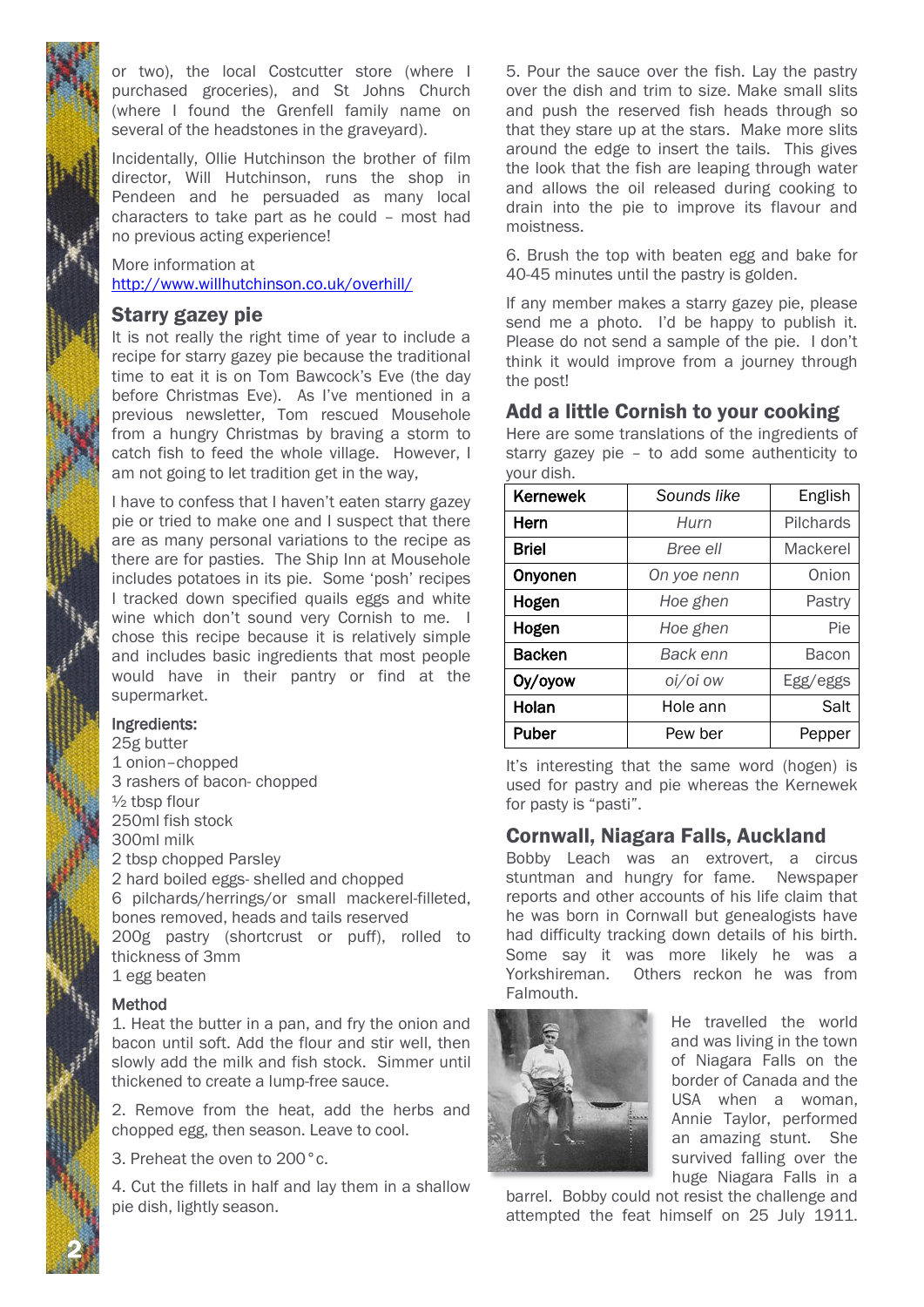or two), the local Costcutter store (where I purchased groceries), and St Johns Church (where I found the Grenfell family name on several of the headstones in the graveyard).

Incidentally, Ollie Hutchinson the brother of film director, Will Hutchinson, runs the shop in Pendeen and he persuaded as many local characters to take part as he could – most had no previous acting experience!

More information at
http://www.willhutchinson.co.uk/overhill/

## Starry gazey pie

It is not really the right time of year to include a recipe for starry gazey pie because the traditional time to eat it is on Tom Bawcock's Eve (the day before Christmas Eve). As I've mentioned in a previous newsletter, Tom rescued Mousehole from a hungry Christmas by braving a storm to catch fish to feed the whole village. However, I am not going to let tradition get in the way,

I have to confess that I haven't eaten starry gazey pie or tried to make one and I suspect that there are as many personal variations to the recipe as there are for pasties. The Ship Inn at Mousehole includes potatoes in its pie. Some 'posh' recipes I tracked down specified quails eggs and white wine which don't sound very Cornish to me. I chose this recipe because it is relatively simple and includes basic ingredients that most people would have in their pantry or find at the supermarket.

### Ingredients:

25g butter
1 onion–chopped
3 rashers of bacon- chopped
½ tbsp flour
250ml fish stock
300ml milk
2 tbsp chopped Parsley
2 hard boiled eggs- shelled and chopped
6 pilchards/herrings/or small mackerel-filleted, bones removed, heads and tails reserved
200g pastry (shortcrust or puff), rolled to thickness of 3mm
1 egg beaten

### Method

1. Heat the butter in a pan, and fry the onion and bacon until soft. Add the flour and stir well, then slowly add the milk and fish stock. Simmer until thickened to create a lump-free sauce.

2. Remove from the heat, add the herbs and chopped egg, then season. Leave to cool.

3. Preheat the oven to 200°c.

4. Cut the fillets in half and lay them in a shallow pie dish, lightly season.

5. Pour the sauce over the fish. Lay the pastry over the dish and trim to size. Make small slits and push the reserved fish heads through so that they stare up at the stars. Make more slits around the edge to insert the tails. This gives the look that the fish are leaping through water and allows the oil released during cooking to drain into the pie to improve its flavour and moistness.

6. Brush the top with beaten egg and bake for 40-45 minutes until the pastry is golden.

If any member makes a starry gazey pie, please send me a photo. I'd be happy to publish it. Please do not send a sample of the pie. I don't think it would improve from a journey through the post!

## Add a little Cornish to your cooking

Here are some translations of the ingredients of starry gazey pie – to add some authenticity to your dish.

| Kernewek | Sounds like | English |
|---|---|---|
| **Hern** | *Hurn* | Pilchards |
| **Briel** | *Bree ell* | Mackerel |
| **Onyonen** | *On yoe nenn* | Onion |
| **Hogen** | *Hoe ghen* | Pastry |
| **Hogen** | *Hoe ghen* | Pie |
| **Backen** | *Back enn* | Bacon |
| **Oy/oyow** | *oi/oi ow* | Egg/eggs |
| **Holan** | Hole ann | Salt |
| **Puber** | Pew ber | Pepper |

It's interesting that the same word (hogen) is used for pastry and pie whereas the Kernewek for pasty is "pasti".

## Cornwall, Niagara Falls, Auckland

Bobby Leach was an extrovert, a circus stuntman and hungry for fame. Newspaper reports and other accounts of his life claim that he was born in Cornwall but genealogists have had difficulty tracking down details of his birth. Some say it was more likely he was a Yorkshireman. Others reckon he was from Falmouth.

He travelled the world and was living in the town of Niagara Falls on the border of Canada and the USA when a woman, Annie Taylor, performed an amazing stunt. She survived falling over the huge Niagara Falls in a barrel. Bobby could not resist the challenge and attempted the feat himself on 25 July 1911.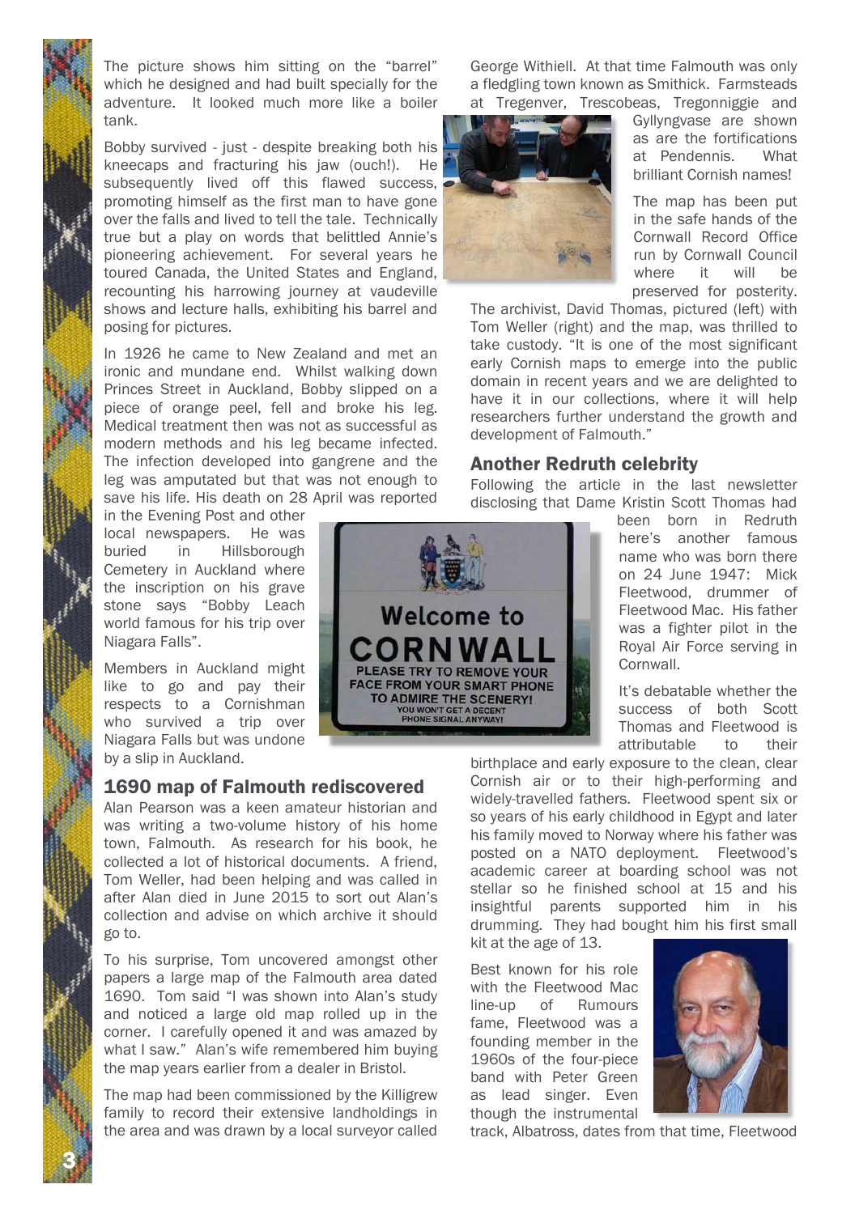The picture shows him sitting on the "barrel" which he designed and had built specially for the adventure. It looked much more like a boiler tank.

Bobby survived - just - despite breaking both his kneecaps and fracturing his jaw (ouch!). He subsequently lived off this flawed success, promoting himself as the first man to have gone over the falls and lived to tell the tale. Technically true but a play on words that belittled Annie's pioneering achievement. For several years he toured Canada, the United States and England, recounting his harrowing journey at vaudeville shows and lecture halls, exhibiting his barrel and posing for pictures.

In 1926 he came to New Zealand and met an ironic and mundane end. Whilst walking down Princes Street in Auckland, Bobby slipped on a piece of orange peel, fell and broke his leg. Medical treatment then was not as successful as modern methods and his leg became infected. The infection developed into gangrene and the leg was amputated but that was not enough to save his life. His death on 28 April was reported in the Evening Post and other local newspapers. He was buried in Hillsborough Cemetery in Auckland where the inscription on his grave stone says "Bobby Leach world famous for his trip over Niagara Falls".

Members in Auckland might like to go and pay their respects to a Cornishman who survived a trip over Niagara Falls but was undone by a slip in Auckland.

Welcome to CORNWALL
PLEASE TRY TO REMOVE YOUR FACE FROM YOUR SMART PHONE TO ADMIRE THE SCENERY!
YOU WON'T GET A DECENT PHONE SIGNAL ANYWAY!

## 1690 map of Falmouth rediscovered

Alan Pearson was a keen amateur historian and was writing a two-volume history of his home town, Falmouth. As research for his book, he collected a lot of historical documents. A friend, Tom Weller, had been helping and was called in after Alan died in June 2015 to sort out Alan's collection and advise on which archive it should go to.

To his surprise, Tom uncovered amongst other papers a large map of the Falmouth area dated 1690. Tom said "I was shown into Alan's study and noticed a large old map rolled up in the corner. I carefully opened it and was amazed by what I saw." Alan's wife remembered him buying the map years earlier from a dealer in Bristol.

The map had been commissioned by the Killigrew family to record their extensive landholdings in the area and was drawn by a local surveyor called George Withiell. At that time Falmouth was only a fledgling town known as Smithick. Farmsteads at Tregenver, Trescobeas, Tregonniggie and Gyllyngvase are shown as are the fortifications at Pendennis. What brilliant Cornish names!

The map has been put in the safe hands of the Cornwall Record Office run by Cornwall Council where it will be preserved for posterity. The archivist, David Thomas, pictured (left) with Tom Weller (right) and the map, was thrilled to take custody. "It is one of the most significant early Cornish maps to emerge into the public domain in recent years and we are delighted to have it in our collections, where it will help researchers further understand the growth and development of Falmouth."

## Another Redruth celebrity

Following the article in the last newsletter disclosing that Dame Kristin Scott Thomas had been born in Redruth here's another famous name who was born there on 24 June 1947: Mick Fleetwood, drummer of Fleetwood Mac. His father was a fighter pilot in the Royal Air Force serving in Cornwall.

It's debatable whether the success of both Scott Thomas and Fleetwood is attributable to their birthplace and early exposure to the clean, clear Cornish air or to their high-performing and widely-travelled fathers. Fleetwood spent six or so years of his early childhood in Egypt and later his family moved to Norway where his father was posted on a NATO deployment. Fleetwood's academic career at boarding school was not stellar so he finished school at 15 and his insightful parents supported him in his drumming. They had bought him his first small kit at the age of 13.

Best known for his role with the Fleetwood Mac line-up of Rumours fame, Fleetwood was a founding member in the 1960s of the four-piece band with Peter Green as lead singer. Even though the instrumental track, Albatross, dates from that time, Fleetwood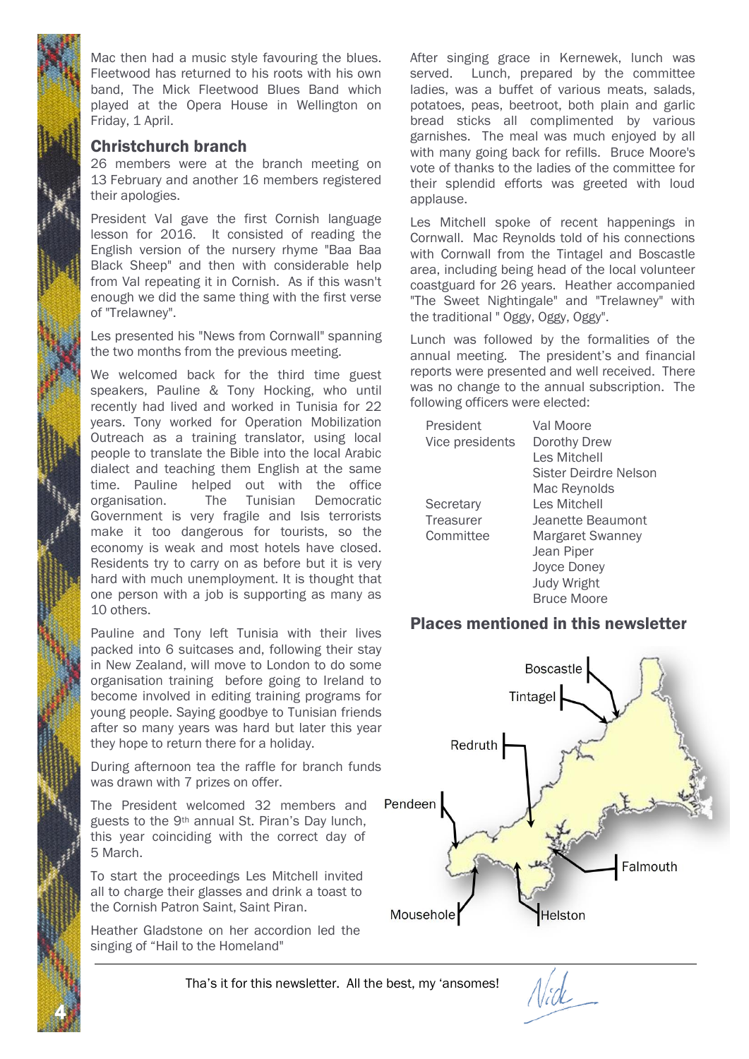Mac then had a music style favouring the blues. Fleetwood has returned to his roots with his own band, The Mick Fleetwood Blues Band which played at the Opera House in Wellington on Friday, 1 April.

## Christchurch branch

26 members were at the branch meeting on 13 February and another 16 members registered their apologies.

President Val gave the first Cornish language lesson for 2016. It consisted of reading the English version of the nursery rhyme "Baa Baa Black Sheep" and then with considerable help from Val repeating it in Cornish. As if this wasn't enough we did the same thing with the first verse of "Trelawney".

Les presented his "News from Cornwall" spanning the two months from the previous meeting.

We welcomed back for the third time guest speakers, Pauline & Tony Hocking, who until recently had lived and worked in Tunisia for 22 years. Tony worked for Operation Mobilization Outreach as a training translator, using local people to translate the Bible into the local Arabic dialect and teaching them English at the same time. Pauline helped out with the office organisation. The Tunisian Democratic Government is very fragile and Isis terrorists make it too dangerous for tourists, so the economy is weak and most hotels have closed. Residents try to carry on as before but it is very hard with much unemployment. It is thought that one person with a job is supporting as many as 10 others.

Pauline and Tony left Tunisia with their lives packed into 6 suitcases and, following their stay in New Zealand, will move to London to do some organisation training before going to Ireland to become involved in editing training programs for young people. Saying goodbye to Tunisian friends after so many years was hard but later this year they hope to return there for a holiday.

During afternoon tea the raffle for branch funds was drawn with 7 prizes on offer.

The President welcomed 32 members and guests to the 9th annual St. Piran's Day lunch, this year coinciding with the correct day of 5 March.

To start the proceedings Les Mitchell invited all to charge their glasses and drink a toast to the Cornish Patron Saint, Saint Piran.

Heather Gladstone on her accordion led the singing of "Hail to the Homeland"

After singing grace in Kernewek, lunch was served. Lunch, prepared by the committee ladies, was a buffet of various meats, salads, potatoes, peas, beetroot, both plain and garlic bread sticks all complimented by various garnishes. The meal was much enjoyed by all with many going back for refills. Bruce Moore's vote of thanks to the ladies of the committee for their splendid efforts was greeted with loud applause.

Les Mitchell spoke of recent happenings in Cornwall. Mac Reynolds told of his connections with Cornwall from the Tintagel and Boscastle area, including being head of the local volunteer coastguard for 26 years. Heather accompanied "The Sweet Nightingale" and "Trelawney" with the traditional " Oggy, Oggy, Oggy".

Lunch was followed by the formalities of the annual meeting. The president's and financial reports were presented and well received. There was no change to the annual subscription. The following officers were elected:

| | |
|---|---|
| President | Val Moore |
| Vice presidents | Dorothy Drew |
| | Les Mitchell |
| | Sister Deirdre Nelson |
| | Mac Reynolds |
| Secretary | Les Mitchell |
| Treasurer | Jeanette Beaumont |
| Committee | Margaret Swanney |
| | Jean Piper |
| | Joyce Doney |
| | Judy Wright |
| | Bruce Moore |

## Places mentioned in this newsletter

Boscastle
Tintagel
Redruth
Pendeen
Falmouth
Mousehole
Helston

Tha's it for this newsletter. All the best, my 'ansomes!

Nick